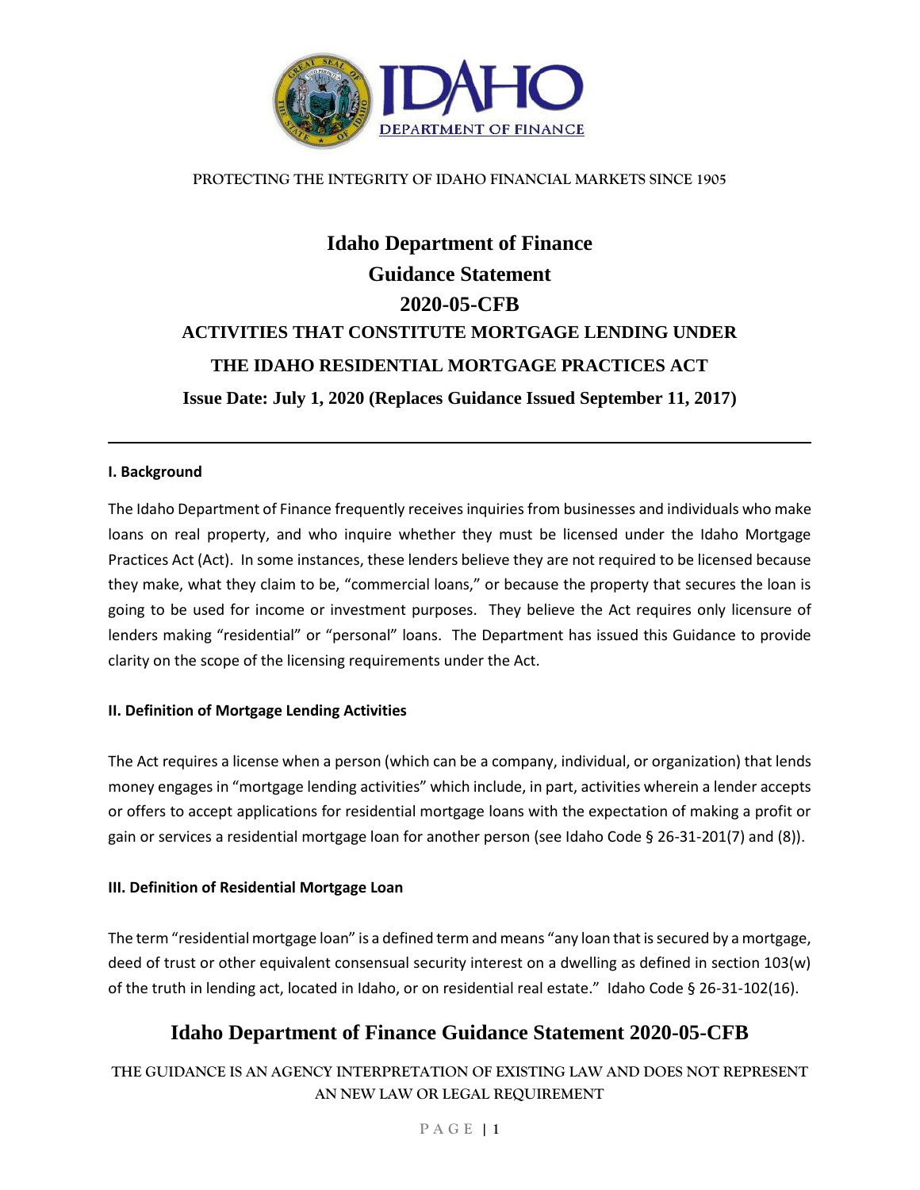PROTECTING THE INTEGRITY OF IDAHO FINANCIAL MARKETS SINCE 1905

# Idaho Department of Finance
# Guidance Statement
# 2020-05-CFB
## ACTIVITIES THAT CONSTITUTE MORTGAGE LENDING UNDER THE IDAHO RESIDENTIAL MORTGAGE PRACTICES ACT
**Issue Date: July 1, 2020 (Replaces Guidance Issued September 11, 2017)**

---

### I. Background

The Idaho Department of Finance frequently receives inquiries from businesses and individuals who make loans on real property, and who inquire whether they must be licensed under the Idaho Mortgage Practices Act (Act). In some instances, these lenders believe they are not required to be licensed because they make, what they claim to be, "commercial loans," or because the property that secures the loan is going to be used for income or investment purposes. They believe the Act requires only licensure of lenders making "residential" or "personal" loans. The Department has issued this Guidance to provide clarity on the scope of the licensing requirements under the Act.

### II. Definition of Mortgage Lending Activities

The Act requires a license when a person (which can be a company, individual, or organization) that lends money engages in "mortgage lending activities" which include, in part, activities wherein a lender accepts or offers to accept applications for residential mortgage loans with the expectation of making a profit or gain or services a residential mortgage loan for another person (see Idaho Code § 26-31-201(7) and (8)).

### III. Definition of Residential Mortgage Loan

The term "residential mortgage loan" is a defined term and means "any loan that is secured by a mortgage, deed of trust or other equivalent consensual security interest on a dwelling as defined in section 103(w) of the truth in lending act, located in Idaho, or on residential real estate." Idaho Code § 26-31-102(16).

**Idaho Department of Finance Guidance Statement 2020-05-CFB**

THE GUIDANCE IS AN AGENCY INTERPRETATION OF EXISTING LAW AND DOES NOT REPRESENT AN NEW LAW OR LEGAL REQUIREMENT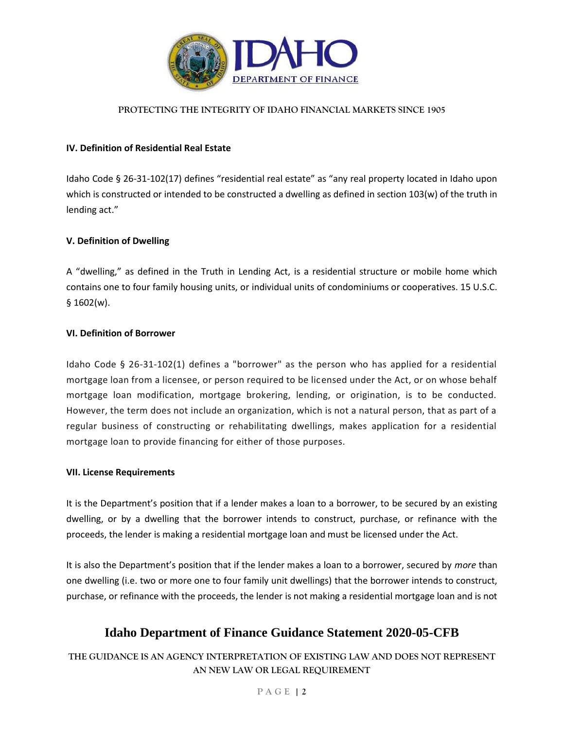### IV. Definition of Residential Real Estate

Idaho Code § 26-31-102(17) defines "residential real estate" as "any real property located in Idaho upon which is constructed or intended to be constructed a dwelling as defined in section 103(w) of the truth in lending act."

### V. Definition of Dwelling

A "dwelling," as defined in the Truth in Lending Act, is a residential structure or mobile home which contains one to four family housing units, or individual units of condominiums or cooperatives. 15 U.S.C. § 1602(w).

### VI. Definition of Borrower

Idaho Code § 26-31-102(1) defines a "borrower" as the person who has applied for a residential mortgage loan from a licensee, or person required to be licensed under the Act, or on whose behalf mortgage loan modification, mortgage brokering, lending, or origination, is to be conducted. However, the term does not include an organization, which is not a natural person, that as part of a regular business of constructing or rehabilitating dwellings, makes application for a residential mortgage loan to provide financing for either of those purposes.

### VII. License Requirements

It is the Department's position that if a lender makes a loan to a borrower, to be secured by an existing dwelling, or by a dwelling that the borrower intends to construct, purchase, or refinance with the proceeds, the lender is making a residential mortgage loan and must be licensed under the Act.

It is also the Department's position that if the lender makes a loan to a borrower, secured by *more* than one dwelling (i.e. two or more one to four family unit dwellings) that the borrower intends to construct, purchase, or refinance with the proceeds, the lender is not making a residential mortgage loan and is not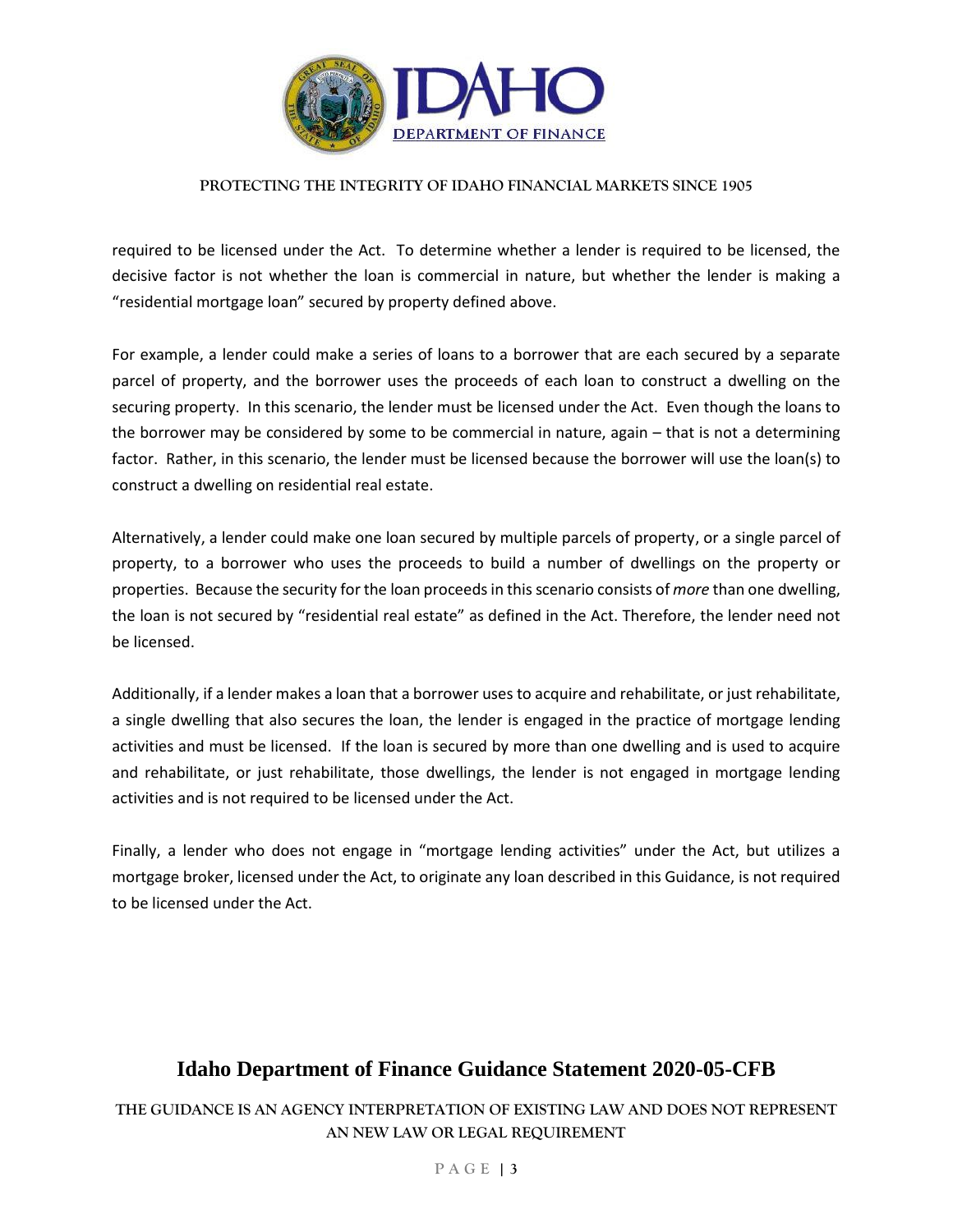required to be licensed under the Act. To determine whether a lender is required to be licensed, the decisive factor is not whether the loan is commercial in nature, but whether the lender is making a "residential mortgage loan" secured by property defined above.

For example, a lender could make a series of loans to a borrower that are each secured by a separate parcel of property, and the borrower uses the proceeds of each loan to construct a dwelling on the securing property. In this scenario, the lender must be licensed under the Act. Even though the loans to the borrower may be considered by some to be commercial in nature, again – that is not a determining factor. Rather, in this scenario, the lender must be licensed because the borrower will use the loan(s) to construct a dwelling on residential real estate.

Alternatively, a lender could make one loan secured by multiple parcels of property, or a single parcel of property, to a borrower who uses the proceeds to build a number of dwellings on the property or properties. Because the security for the loan proceeds in this scenario consists of *more* than one dwelling, the loan is not secured by "residential real estate" as defined in the Act. Therefore, the lender need not be licensed.

Additionally, if a lender makes a loan that a borrower uses to acquire and rehabilitate, or just rehabilitate, a single dwelling that also secures the loan, the lender is engaged in the practice of mortgage lending activities and must be licensed. If the loan is secured by more than one dwelling and is used to acquire and rehabilitate, or just rehabilitate, those dwellings, the lender is not engaged in mortgage lending activities and is not required to be licensed under the Act.

Finally, a lender who does not engage in "mortgage lending activities" under the Act, but utilizes a mortgage broker, licensed under the Act, to originate any loan described in this Guidance, is not required to be licensed under the Act.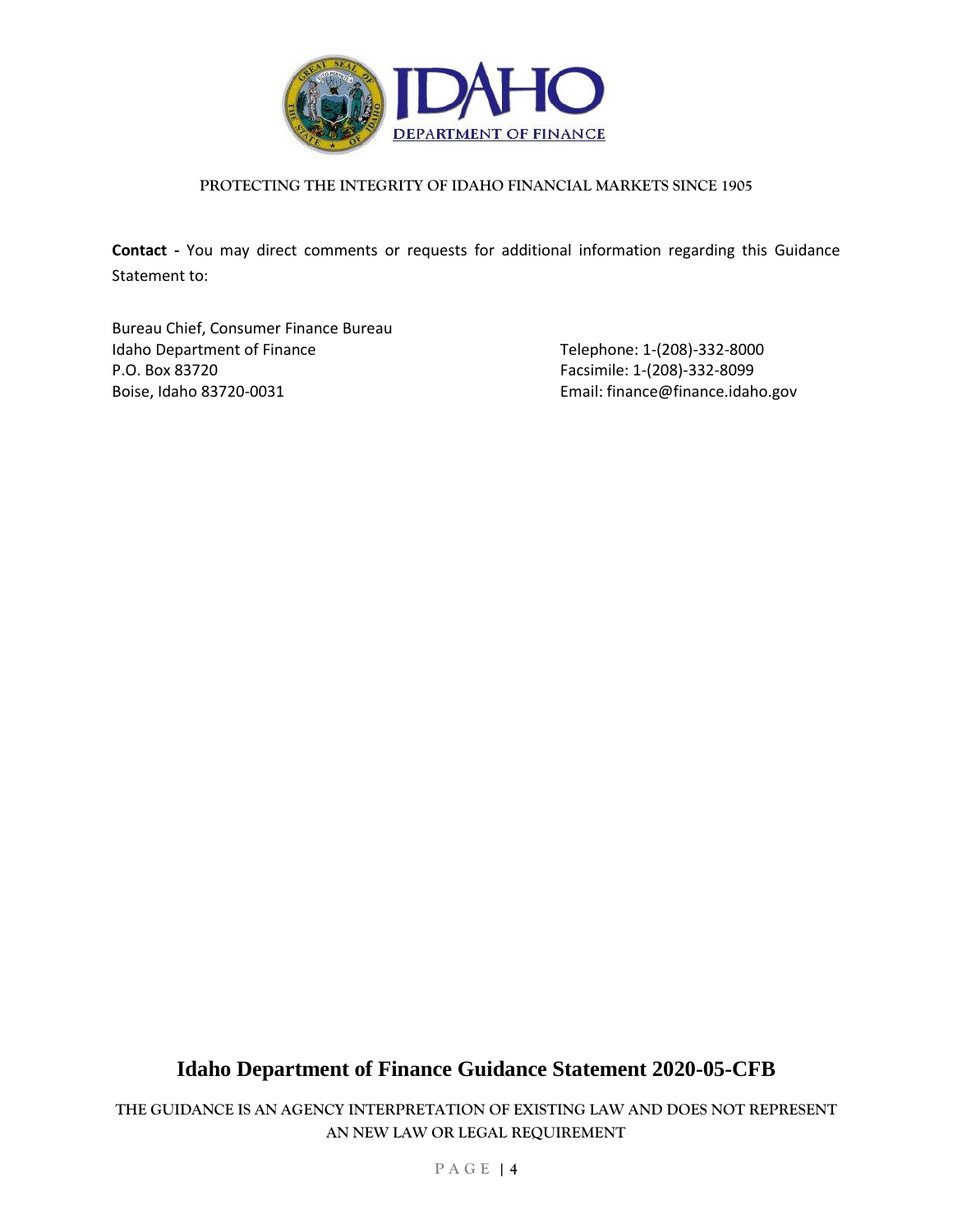**Contact -** You may direct comments or requests for additional information regarding this Guidance Statement to:

Bureau Chief, Consumer Finance Bureau
Idaho Department of Finance
P.O. Box 83720
Boise, Idaho 83720-0031

Telephone: 1-(208)-332-8000
Facsimile: 1-(208)-332-8099
Email: finance@finance.idaho.gov